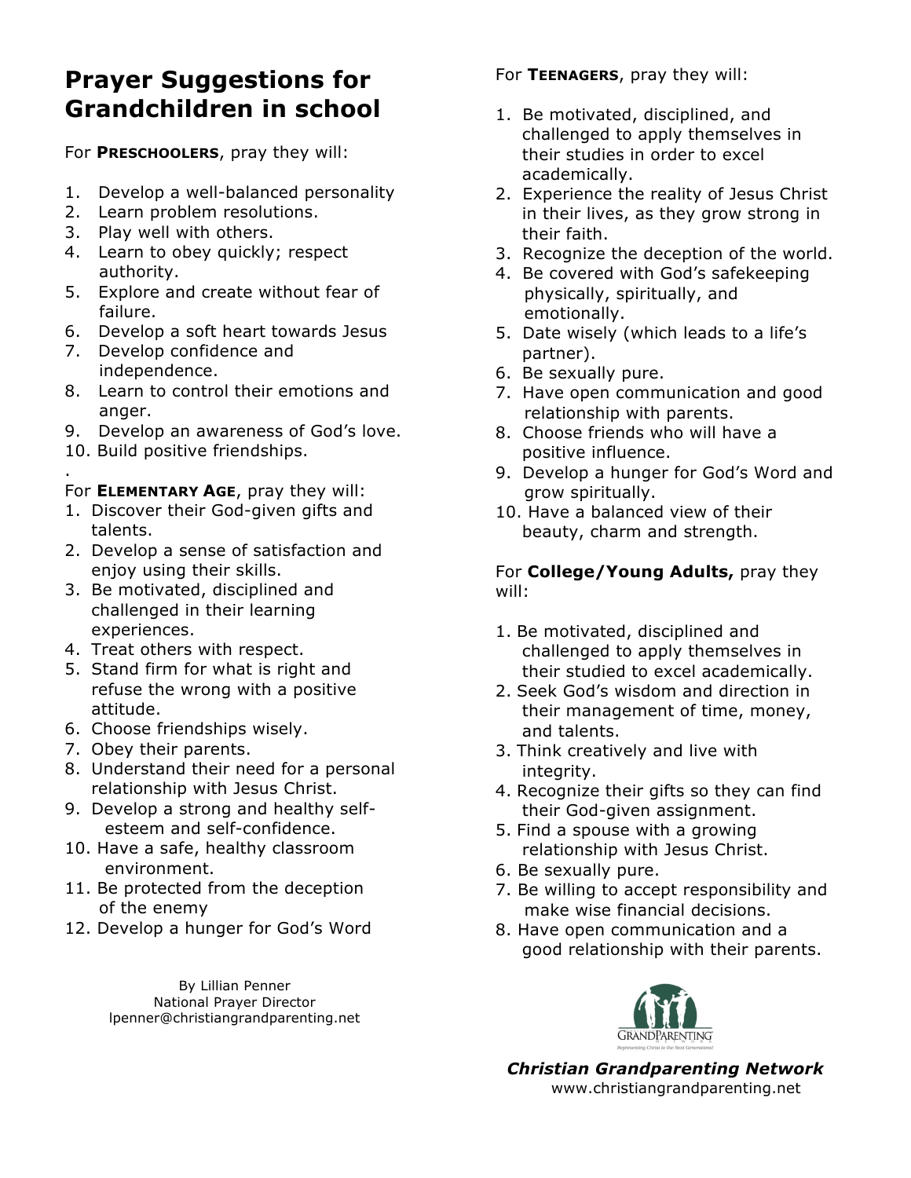# Prayer Suggestions for Grandchildren in school

For **PRESCHOOLERS**, pray they will:

1. Develop a well-balanced personality
2. Learn problem resolutions.
3. Play well with others.
4. Learn to obey quickly; respect authority.
5. Explore and create without fear of failure.
6. Develop a soft heart towards Jesus
7. Develop confidence and independence.
8. Learn to control their emotions and anger.
9. Develop an awareness of God's love.
10. Build positive friendships.

.

For **ELEMENTARY AGE**, pray they will:

1. Discover their God-given gifts and talents.
2. Develop a sense of satisfaction and enjoy using their skills.
3. Be motivated, disciplined and challenged in their learning experiences.
4. Treat others with respect.
5. Stand firm for what is right and refuse the wrong with a positive attitude.
6. Choose friendships wisely.
7. Obey their parents.
8. Understand their need for a personal relationship with Jesus Christ.
9. Develop a strong and healthy self-esteem and self-confidence.
10. Have a safe, healthy classroom environment.
11. Be protected from the deception of the enemy
12. Develop a hunger for God's Word

By Lillian Penner
National Prayer Director
lpenner@christiangrandparenting.net

For **TEENAGERS**, pray they will:

1. Be motivated, disciplined, and challenged to apply themselves in their studies in order to excel academically.
2. Experience the reality of Jesus Christ in their lives, as they grow strong in their faith.
3. Recognize the deception of the world.
4. Be covered with God's safekeeping physically, spiritually, and emotionally.
5. Date wisely (which leads to a life's partner).
6. Be sexually pure.
7. Have open communication and good relationship with parents.
8. Choose friends who will have a positive influence.
9. Develop a hunger for God's Word and grow spiritually.
10. Have a balanced view of their beauty, charm and strength.

For **College/Young Adults,** pray they will:

1. Be motivated, disciplined and challenged to apply themselves in their studied to excel academically.
2. Seek God's wisdom and direction in their management of time, money, and talents.
3. Think creatively and live with integrity.
4. Recognize their gifts so they can find their God-given assignment.
5. Find a spouse with a growing relationship with Jesus Christ.
6. Be sexually pure.
7. Be willing to accept responsibility and make wise financial decisions.
8. Have open communication and a good relationship with their parents.

***Christian Grandparenting Network***
www.christiangrandparenting.net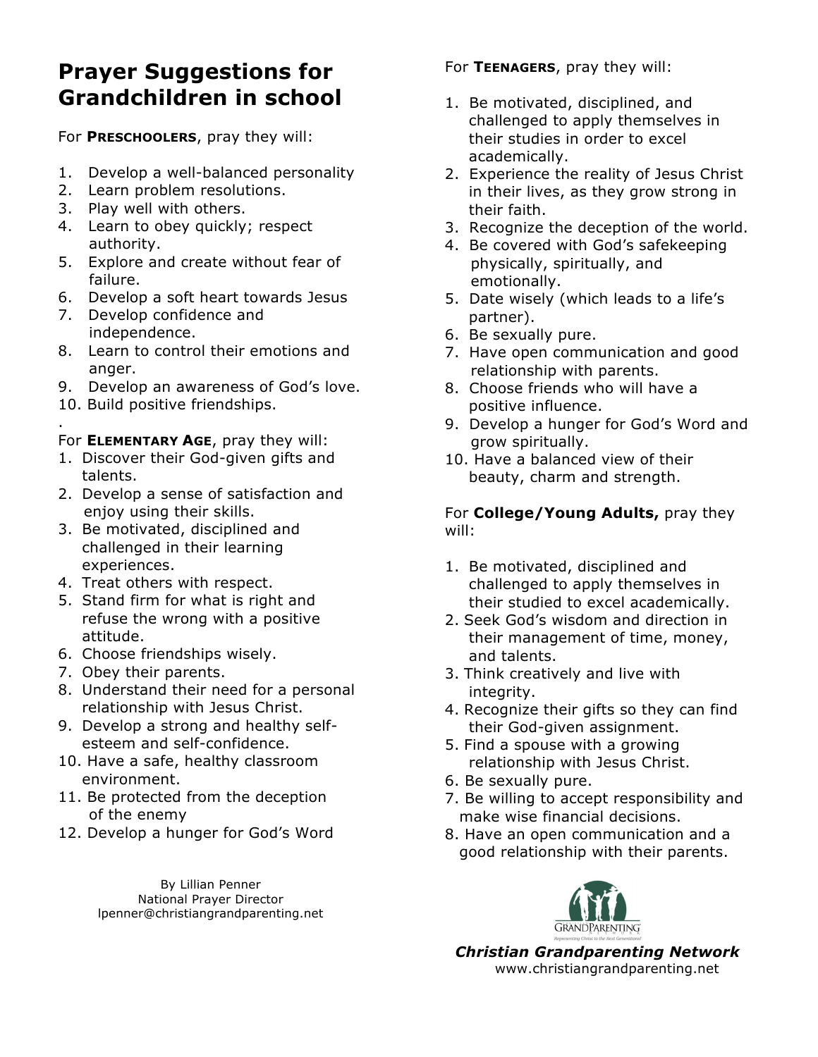# Prayer Suggestions for Grandchildren in school

For **PRESCHOOLERS**, pray they will:

1. Develop a well-balanced personality
2. Learn problem resolutions.
3. Play well with others.
4. Learn to obey quickly; respect authority.
5. Explore and create without fear of failure.
6. Develop a soft heart towards Jesus
7. Develop confidence and independence.
8. Learn to control their emotions and anger.
9. Develop an awareness of God's love.
10. Build positive friendships.

.

For **ELEMENTARY AGE**, pray they will:

1. Discover their God-given gifts and talents.
2. Develop a sense of satisfaction and enjoy using their skills.
3. Be motivated, disciplined and challenged in their learning experiences.
4. Treat others with respect.
5. Stand firm for what is right and refuse the wrong with a positive attitude.
6. Choose friendships wisely.
7. Obey their parents.
8. Understand their need for a personal relationship with Jesus Christ.
9. Develop a strong and healthy self-esteem and self-confidence.
10. Have a safe, healthy classroom environment.
11. Be protected from the deception of the enemy
12. Develop a hunger for God's Word

By Lillian Penner
National Prayer Director
lpenner@christiangrandparenting.net

For **TEENAGERS**, pray they will:

1. Be motivated, disciplined, and challenged to apply themselves in their studies in order to excel academically.
2. Experience the reality of Jesus Christ in their lives, as they grow strong in their faith.
3. Recognize the deception of the world.
4. Be covered with God's safekeeping physically, spiritually, and emotionally.
5. Date wisely (which leads to a life's partner).
6. Be sexually pure.
7. Have open communication and good relationship with parents.
8. Choose friends who will have a positive influence.
9. Develop a hunger for God's Word and grow spiritually.
10. Have a balanced view of their beauty, charm and strength.

For **College/Young Adults,** pray they will:

1. Be motivated, disciplined and challenged to apply themselves in their studied to excel academically.
2. Seek God's wisdom and direction in their management of time, money, and talents.
3. Think creatively and live with integrity.
4. Recognize their gifts so they can find their God-given assignment.
5. Find a spouse with a growing relationship with Jesus Christ.
6. Be sexually pure.
7. Be willing to accept responsibility and make wise financial decisions.
8. Have an open communication and a good relationship with their parents.

***Christian Grandparenting Network***
www.christiangrandparenting.net